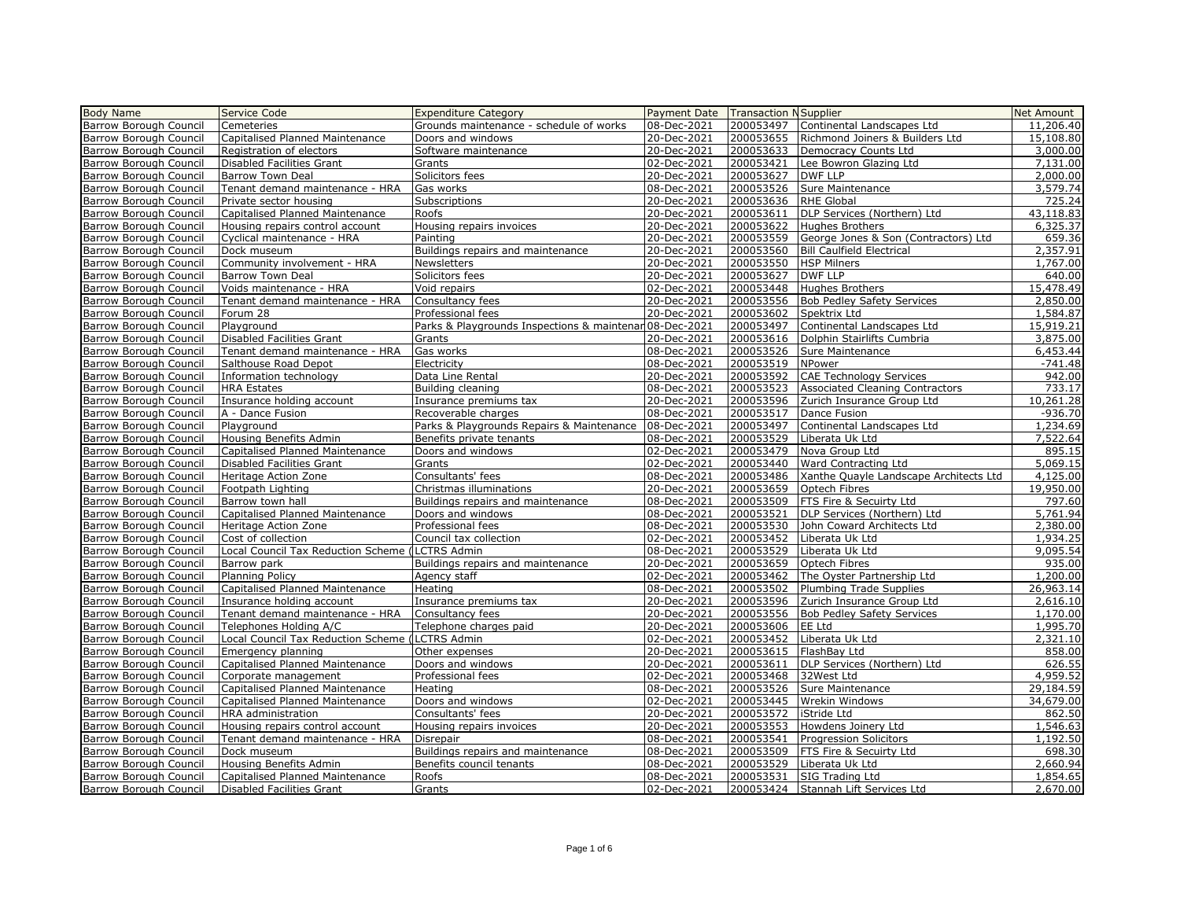| Body Name | Service Code | Expenditure Category | Payment Date | Transaction N | Supplier | Net Amount |
|---|---|---|---|---|---|---|
| Barrow Borough Council | Cemeteries | Grounds maintenance - schedule of works | 08-Dec-2021 | 200053497 | Continental Landscapes Ltd | 11,206.40 |
| Barrow Borough Council | Capitalised Planned Maintenance | Doors and windows | 20-Dec-2021 | 200053655 | Richmond Joiners & Builders Ltd | 15,108.80 |
| Barrow Borough Council | Registration of electors | Software maintenance | 20-Dec-2021 | 200053633 | Democracy Counts Ltd | 3,000.00 |
| Barrow Borough Council | Disabled Facilities Grant | Grants | 02-Dec-2021 | 200053421 | Lee Bowron Glazing Ltd | 7,131.00 |
| Barrow Borough Council | Barrow Town Deal | Solicitors fees | 20-Dec-2021 | 200053627 | DWF LLP | 2,000.00 |
| Barrow Borough Council | Tenant demand maintenance - HRA | Gas works | 08-Dec-2021 | 200053526 | Sure Maintenance | 3,579.74 |
| Barrow Borough Council | Private sector housing | Subscriptions | 20-Dec-2021 | 200053636 | RHE Global | 725.24 |
| Barrow Borough Council | Capitalised Planned Maintenance | Roofs | 20-Dec-2021 | 200053611 | DLP Services (Northern) Ltd | 43,118.83 |
| Barrow Borough Council | Housing repairs control account | Housing repairs invoices | 20-Dec-2021 | 200053622 | Hughes Brothers | 6,325.37 |
| Barrow Borough Council | Cyclical maintenance - HRA | Painting | 20-Dec-2021 | 200053559 | George Jones & Son (Contractors) Ltd | 659.36 |
| Barrow Borough Council | Dock museum | Buildings repairs and maintenance | 20-Dec-2021 | 200053560 | Bill Caulfield Electrical | 2,357.91 |
| Barrow Borough Council | Community involvement - HRA | Newsletters | 20-Dec-2021 | 200053550 | HSP Milners | 1,767.00 |
| Barrow Borough Council | Barrow Town Deal | Solicitors fees | 20-Dec-2021 | 200053627 | DWF LLP | 640.00 |
| Barrow Borough Council | Voids maintenance - HRA | Void repairs | 02-Dec-2021 | 200053448 | Hughes Brothers | 15,478.49 |
| Barrow Borough Council | Tenant demand maintenance - HRA | Consultancy fees | 20-Dec-2021 | 200053556 | Bob Pedley Safety Services | 2,850.00 |
| Barrow Borough Council | Forum 28 | Professional fees | 20-Dec-2021 | 200053602 | Spektrix Ltd | 1,584.87 |
| Barrow Borough Council | Playground | Parks & Playgrounds Inspections & maintenar | 08-Dec-2021 | 200053497 | Continental Landscapes Ltd | 15,919.21 |
| Barrow Borough Council | Disabled Facilities Grant | Grants | 20-Dec-2021 | 200053616 | Dolphin Stairlifts Cumbria | 3,875.00 |
| Barrow Borough Council | Tenant demand maintenance - HRA | Gas works | 08-Dec-2021 | 200053526 | Sure Maintenance | 6,453.44 |
| Barrow Borough Council | Salthouse Road Depot | Electricity | 08-Dec-2021 | 200053519 | NPower | -741.48 |
| Barrow Borough Council | Information technology | Data Line Rental | 20-Dec-2021 | 200053592 | CAE Technology Services | 942.00 |
| Barrow Borough Council | HRA Estates | Building cleaning | 08-Dec-2021 | 200053523 | Associated Cleaning Contractors | 733.17 |
| Barrow Borough Council | Insurance holding account | Insurance premiums tax | 20-Dec-2021 | 200053596 | Zurich Insurance Group Ltd | 10,261.28 |
| Barrow Borough Council | A - Dance Fusion | Recoverable charges | 08-Dec-2021 | 200053517 | Dance Fusion | -936.70 |
| Barrow Borough Council | Playground | Parks & Playgrounds Repairs & Maintenance | 08-Dec-2021 | 200053497 | Continental Landscapes Ltd | 1,234.69 |
| Barrow Borough Council | Housing Benefits Admin | Benefits private tenants | 08-Dec-2021 | 200053529 | Liberata Uk Ltd | 7,522.64 |
| Barrow Borough Council | Capitalised Planned Maintenance | Doors and windows | 02-Dec-2021 | 200053479 | Nova Group Ltd | 895.15 |
| Barrow Borough Council | Disabled Facilities Grant | Grants | 02-Dec-2021 | 200053440 | Ward Contracting Ltd | 5,069.15 |
| Barrow Borough Council | Heritage Action Zone | Consultants' fees | 08-Dec-2021 | 200053486 | Xanthe Quayle Landscape Architects Ltd | 4,125.00 |
| Barrow Borough Council | Footpath Lighting | Christmas illuminations | 20-Dec-2021 | 200053659 | Optech Fibres | 19,950.00 |
| Barrow Borough Council | Barrow town hall | Buildings repairs and maintenance | 08-Dec-2021 | 200053509 | FTS Fire & Secuirty Ltd | 797.60 |
| Barrow Borough Council | Capitalised Planned Maintenance | Doors and windows | 08-Dec-2021 | 200053521 | DLP Services (Northern) Ltd | 5,761.94 |
| Barrow Borough Council | Heritage Action Zone | Professional fees | 08-Dec-2021 | 200053530 | John Coward Architects Ltd | 2,380.00 |
| Barrow Borough Council | Cost of collection | Council tax collection | 02-Dec-2021 | 200053452 | Liberata Uk Ltd | 1,934.25 |
| Barrow Borough Council | Local Council Tax Reduction Scheme ( | LCTRS Admin | 08-Dec-2021 | 200053529 | Liberata Uk Ltd | 9,095.54 |
| Barrow Borough Council | Barrow park | Buildings repairs and maintenance | 20-Dec-2021 | 200053659 | Optech Fibres | 935.00 |
| Barrow Borough Council | Planning Policy | Agency staff | 02-Dec-2021 | 200053462 | The Oyster Partnership Ltd | 1,200.00 |
| Barrow Borough Council | Capitalised Planned Maintenance | Heating | 08-Dec-2021 | 200053502 | Plumbing Trade Supplies | 26,963.14 |
| Barrow Borough Council | Insurance holding account | Insurance premiums tax | 20-Dec-2021 | 200053596 | Zurich Insurance Group Ltd | 2,616.10 |
| Barrow Borough Council | Tenant demand maintenance - HRA | Consultancy fees | 20-Dec-2021 | 200053556 | Bob Pedley Safety Services | 1,170.00 |
| Barrow Borough Council | Telephones Holding A/C | Telephone charges paid | 20-Dec-2021 | 200053606 | EE Ltd | 1,995.70 |
| Barrow Borough Council | Local Council Tax Reduction Scheme ( | LCTRS Admin | 02-Dec-2021 | 200053452 | Liberata Uk Ltd | 2,321.10 |
| Barrow Borough Council | Emergency planning | Other expenses | 20-Dec-2021 | 200053615 | FlashBay Ltd | 858.00 |
| Barrow Borough Council | Capitalised Planned Maintenance | Doors and windows | 20-Dec-2021 | 200053611 | DLP Services (Northern) Ltd | 626.55 |
| Barrow Borough Council | Corporate management | Professional fees | 02-Dec-2021 | 200053468 | 32West Ltd | 4,959.52 |
| Barrow Borough Council | Capitalised Planned Maintenance | Heating | 08-Dec-2021 | 200053526 | Sure Maintenance | 29,184.59 |
| Barrow Borough Council | Capitalised Planned Maintenance | Doors and windows | 02-Dec-2021 | 200053445 | Wrekin Windows | 34,679.00 |
| Barrow Borough Council | HRA administration | Consultants' fees | 20-Dec-2021 | 200053572 | iStride Ltd | 862.50 |
| Barrow Borough Council | Housing repairs control account | Housing repairs invoices | 20-Dec-2021 | 200053553 | Howdens Joinery Ltd | 1,546.63 |
| Barrow Borough Council | Tenant demand maintenance - HRA | Disrepair | 08-Dec-2021 | 200053541 | Progression Solicitors | 1,192.50 |
| Barrow Borough Council | Dock museum | Buildings repairs and maintenance | 08-Dec-2021 | 200053509 | FTS Fire & Secuirty Ltd | 698.30 |
| Barrow Borough Council | Housing Benefits Admin | Benefits council tenants | 08-Dec-2021 | 200053529 | Liberata Uk Ltd | 2,660.94 |
| Barrow Borough Council | Capitalised Planned Maintenance | Roofs | 08-Dec-2021 | 200053531 | SIG Trading Ltd | 1,854.65 |
| Barrow Borough Council | Disabled Facilities Grant | Grants | 02-Dec-2021 | 200053424 | Stannah Lift Services Ltd | 2,670.00 |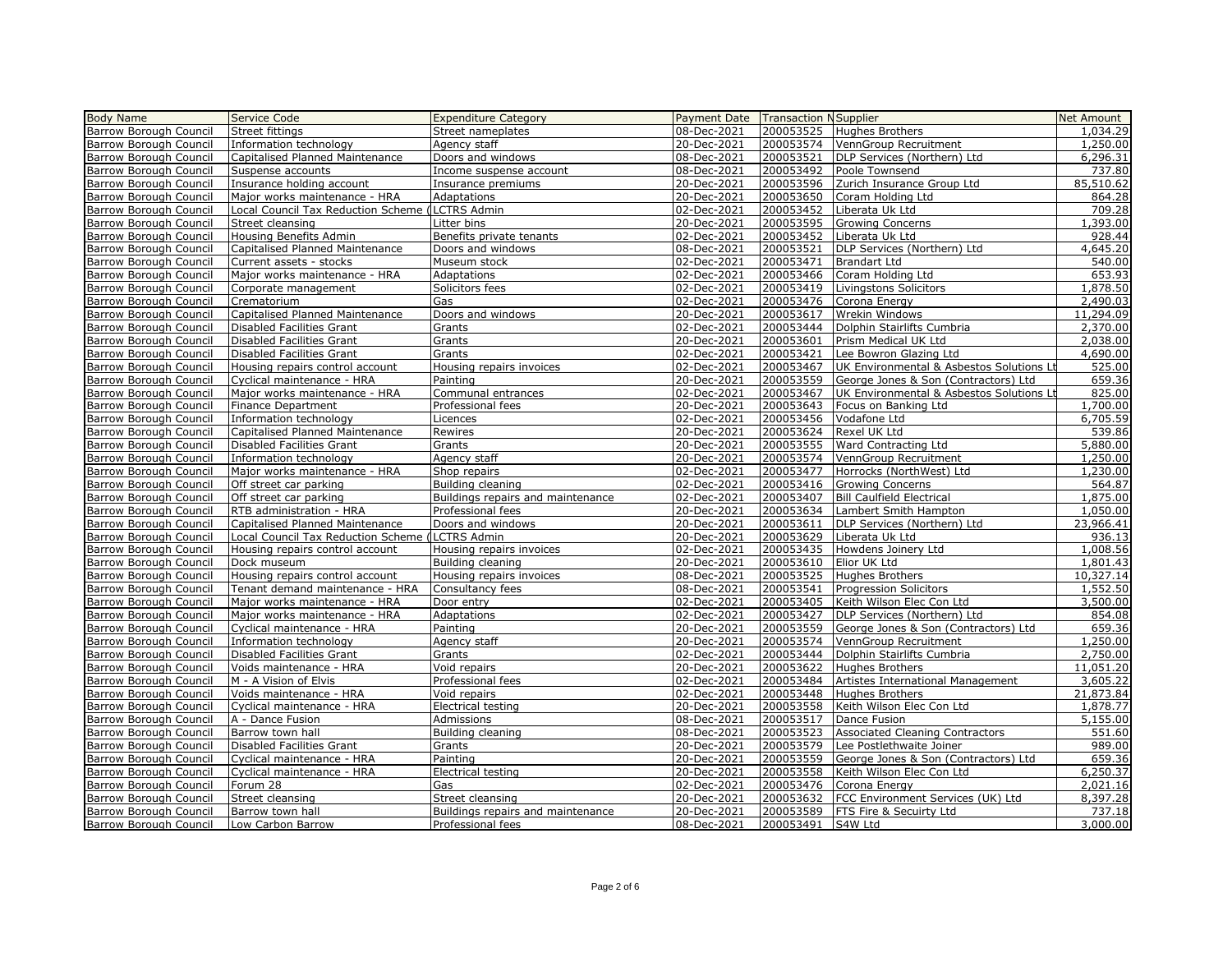| Body Name | Service Code | Expenditure Category | Payment Date | Transaction N | Supplier | Net Amount |
|---|---|---|---|---|---|---|
| Barrow Borough Council | Street fittings | Street nameplates | 08-Dec-2021 | 200053525 | Hughes Brothers | 1,034.29 |
| Barrow Borough Council | Information technology | Agency staff | 20-Dec-2021 | 200053574 | VennGroup Recruitment | 1,250.00 |
| Barrow Borough Council | Capitalised Planned Maintenance | Doors and windows | 08-Dec-2021 | 200053521 | DLP Services (Northern) Ltd | 6,296.31 |
| Barrow Borough Council | Suspense accounts | Income suspense account | 08-Dec-2021 | 200053492 | Poole Townsend | 737.80 |
| Barrow Borough Council | Insurance holding account | Insurance premiums | 20-Dec-2021 | 200053596 | Zurich Insurance Group Ltd | 85,510.62 |
| Barrow Borough Council | Major works maintenance - HRA | Adaptations | 20-Dec-2021 | 200053650 | Coram Holding Ltd | 864.28 |
| Barrow Borough Council | Local Council Tax Reduction Scheme ( | LCTRS Admin | 02-Dec-2021 | 200053452 | Liberata Uk Ltd | 709.28 |
| Barrow Borough Council | Street cleansing | Litter bins | 20-Dec-2021 | 200053595 | Growing Concerns | 1,393.00 |
| Barrow Borough Council | Housing Benefits Admin | Benefits private tenants | 02-Dec-2021 | 200053452 | Liberata Uk Ltd | 928.44 |
| Barrow Borough Council | Capitalised Planned Maintenance | Doors and windows | 08-Dec-2021 | 200053521 | DLP Services (Northern) Ltd | 4,645.20 |
| Barrow Borough Council | Current assets - stocks | Museum stock | 02-Dec-2021 | 200053471 | Brandart Ltd | 540.00 |
| Barrow Borough Council | Major works maintenance - HRA | Adaptations | 02-Dec-2021 | 200053466 | Coram Holding Ltd | 653.93 |
| Barrow Borough Council | Corporate management | Solicitors fees | 02-Dec-2021 | 200053419 | Livingstons Solicitors | 1,878.50 |
| Barrow Borough Council | Crematorium | Gas | 02-Dec-2021 | 200053476 | Corona Energy | 2,490.03 |
| Barrow Borough Council | Capitalised Planned Maintenance | Doors and windows | 20-Dec-2021 | 200053617 | Wrekin Windows | 11,294.09 |
| Barrow Borough Council | Disabled Facilities Grant | Grants | 02-Dec-2021 | 200053444 | Dolphin Stairlifts Cumbria | 2,370.00 |
| Barrow Borough Council | Disabled Facilities Grant | Grants | 20-Dec-2021 | 200053601 | Prism Medical UK Ltd | 2,038.00 |
| Barrow Borough Council | Disabled Facilities Grant | Grants | 02-Dec-2021 | 200053421 | Lee Bowron Glazing Ltd | 4,690.00 |
| Barrow Borough Council | Housing repairs control account | Housing repairs invoices | 02-Dec-2021 | 200053467 | UK Environmental & Asbestos Solutions Lt | 525.00 |
| Barrow Borough Council | Cyclical maintenance - HRA | Painting | 20-Dec-2021 | 200053559 | George Jones & Son (Contractors) Ltd | 659.36 |
| Barrow Borough Council | Major works maintenance - HRA | Communal entrances | 02-Dec-2021 | 200053467 | UK Environmental & Asbestos Solutions Lt | 825.00 |
| Barrow Borough Council | Finance Department | Professional fees | 20-Dec-2021 | 200053643 | Focus on Banking Ltd | 1,700.00 |
| Barrow Borough Council | Information technology | Licences | 02-Dec-2021 | 200053456 | Vodafone Ltd | 6,705.59 |
| Barrow Borough Council | Capitalised Planned Maintenance | Rewires | 20-Dec-2021 | 200053624 | Rexel UK Ltd | 539.86 |
| Barrow Borough Council | Disabled Facilities Grant | Grants | 20-Dec-2021 | 200053555 | Ward Contracting Ltd | 5,880.00 |
| Barrow Borough Council | Information technology | Agency staff | 20-Dec-2021 | 200053574 | VennGroup Recruitment | 1,250.00 |
| Barrow Borough Council | Major works maintenance - HRA | Shop repairs | 02-Dec-2021 | 200053477 | Horrocks (NorthWest) Ltd | 1,230.00 |
| Barrow Borough Council | Off street car parking | Building cleaning | 02-Dec-2021 | 200053416 | Growing Concerns | 564.87 |
| Barrow Borough Council | Off street car parking | Buildings repairs and maintenance | 02-Dec-2021 | 200053407 | Bill Caulfield Electrical | 1,875.00 |
| Barrow Borough Council | RTB administration - HRA | Professional fees | 20-Dec-2021 | 200053634 | Lambert Smith Hampton | 1,050.00 |
| Barrow Borough Council | Capitalised Planned Maintenance | Doors and windows | 20-Dec-2021 | 200053611 | DLP Services (Northern) Ltd | 23,966.41 |
| Barrow Borough Council | Local Council Tax Reduction Scheme ( | LCTRS Admin | 20-Dec-2021 | 200053629 | Liberata Uk Ltd | 936.13 |
| Barrow Borough Council | Housing repairs control account | Housing repairs invoices | 02-Dec-2021 | 200053435 | Howdens Joinery Ltd | 1,008.56 |
| Barrow Borough Council | Dock museum | Building cleaning | 20-Dec-2021 | 200053610 | Elior UK Ltd | 1,801.43 |
| Barrow Borough Council | Housing repairs control account | Housing repairs invoices | 08-Dec-2021 | 200053525 | Hughes Brothers | 10,327.14 |
| Barrow Borough Council | Tenant demand maintenance - HRA | Consultancy fees | 08-Dec-2021 | 200053541 | Progression Solicitors | 1,552.50 |
| Barrow Borough Council | Major works maintenance - HRA | Door entry | 02-Dec-2021 | 200053405 | Keith Wilson Elec Con Ltd | 3,500.00 |
| Barrow Borough Council | Major works maintenance - HRA | Adaptations | 02-Dec-2021 | 200053427 | DLP Services (Northern) Ltd | 854.08 |
| Barrow Borough Council | Cyclical maintenance - HRA | Painting | 20-Dec-2021 | 200053559 | George Jones & Son (Contractors) Ltd | 659.36 |
| Barrow Borough Council | Information technology | Agency staff | 20-Dec-2021 | 200053574 | VennGroup Recruitment | 1,250.00 |
| Barrow Borough Council | Disabled Facilities Grant | Grants | 02-Dec-2021 | 200053444 | Dolphin Stairlifts Cumbria | 2,750.00 |
| Barrow Borough Council | Voids maintenance - HRA | Void repairs | 20-Dec-2021 | 200053622 | Hughes Brothers | 11,051.20 |
| Barrow Borough Council | M - A Vision of Elvis | Professional fees | 02-Dec-2021 | 200053484 | Artistes International Management | 3,605.22 |
| Barrow Borough Council | Voids maintenance - HRA | Void repairs | 02-Dec-2021 | 200053448 | Hughes Brothers | 21,873.84 |
| Barrow Borough Council | Cyclical maintenance - HRA | Electrical testing | 20-Dec-2021 | 200053558 | Keith Wilson Elec Con Ltd | 1,878.77 |
| Barrow Borough Council | A - Dance Fusion | Admissions | 08-Dec-2021 | 200053517 | Dance Fusion | 5,155.00 |
| Barrow Borough Council | Barrow town hall | Building cleaning | 08-Dec-2021 | 200053523 | Associated Cleaning Contractors | 551.60 |
| Barrow Borough Council | Disabled Facilities Grant | Grants | 20-Dec-2021 | 200053579 | Lee Postlethwaite Joiner | 989.00 |
| Barrow Borough Council | Cyclical maintenance - HRA | Painting | 20-Dec-2021 | 200053559 | George Jones & Son (Contractors) Ltd | 659.36 |
| Barrow Borough Council | Cyclical maintenance - HRA | Electrical testing | 20-Dec-2021 | 200053558 | Keith Wilson Elec Con Ltd | 6,250.37 |
| Barrow Borough Council | Forum 28 | Gas | 02-Dec-2021 | 200053476 | Corona Energy | 2,021.16 |
| Barrow Borough Council | Street cleansing | Street cleansing | 20-Dec-2021 | 200053632 | FCC Environment Services (UK) Ltd | 8,397.28 |
| Barrow Borough Council | Barrow town hall | Buildings repairs and maintenance | 20-Dec-2021 | 200053589 | FTS Fire & Secuirty Ltd | 737.18 |
| Barrow Borough Council | Low Carbon Barrow | Professional fees | 08-Dec-2021 | 200053491 | S4W Ltd | 3,000.00 |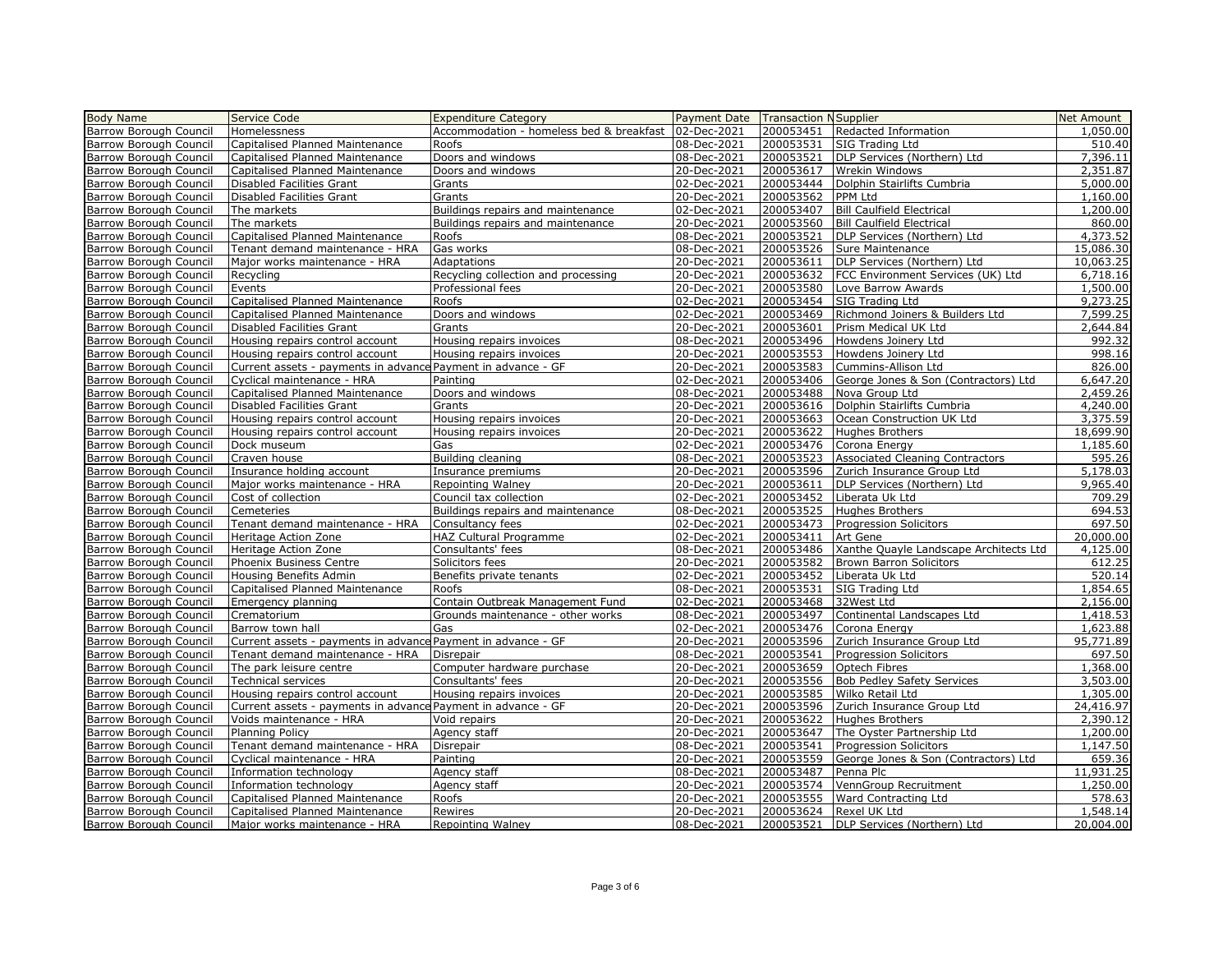| Body Name | Service Code | Expenditure Category | Payment Date | Transaction N | Supplier | Net Amount |
|---|---|---|---|---|---|---|
| Barrow Borough Council | Homelessness | Accommodation - homeless bed & breakfast | 02-Dec-2021 | 200053451 | Redacted Information | 1,050.00 |
| Barrow Borough Council | Capitalised Planned Maintenance | Roofs | 08-Dec-2021 | 200053531 | SIG Trading Ltd | 510.40 |
| Barrow Borough Council | Capitalised Planned Maintenance | Doors and windows | 08-Dec-2021 | 200053521 | DLP Services (Northern) Ltd | 7,396.11 |
| Barrow Borough Council | Capitalised Planned Maintenance | Doors and windows | 20-Dec-2021 | 200053617 | Wrekin Windows | 2,351.87 |
| Barrow Borough Council | Disabled Facilities Grant | Grants | 02-Dec-2021 | 200053444 | Dolphin Stairlifts Cumbria | 5,000.00 |
| Barrow Borough Council | Disabled Facilities Grant | Grants | 20-Dec-2021 | 200053562 | PPM Ltd | 1,160.00 |
| Barrow Borough Council | The markets | Buildings repairs and maintenance | 02-Dec-2021 | 200053407 | Bill Caulfield Electrical | 1,200.00 |
| Barrow Borough Council | The markets | Buildings repairs and maintenance | 20-Dec-2021 | 200053560 | Bill Caulfield Electrical | 860.00 |
| Barrow Borough Council | Capitalised Planned Maintenance | Roofs | 08-Dec-2021 | 200053521 | DLP Services (Northern) Ltd | 4,373.52 |
| Barrow Borough Council | Tenant demand maintenance - HRA | Gas works | 08-Dec-2021 | 200053526 | Sure Maintenance | 15,086.30 |
| Barrow Borough Council | Major works maintenance - HRA | Adaptations | 20-Dec-2021 | 200053611 | DLP Services (Northern) Ltd | 10,063.25 |
| Barrow Borough Council | Recycling | Recycling collection and processing | 20-Dec-2021 | 200053632 | FCC Environment Services (UK) Ltd | 6,718.16 |
| Barrow Borough Council | Events | Professional fees | 20-Dec-2021 | 200053580 | Love Barrow Awards | 1,500.00 |
| Barrow Borough Council | Capitalised Planned Maintenance | Roofs | 02-Dec-2021 | 200053454 | SIG Trading Ltd | 9,273.25 |
| Barrow Borough Council | Capitalised Planned Maintenance | Doors and windows | 02-Dec-2021 | 200053469 | Richmond Joiners & Builders Ltd | 7,599.25 |
| Barrow Borough Council | Disabled Facilities Grant | Grants | 20-Dec-2021 | 200053601 | Prism Medical UK Ltd | 2,644.84 |
| Barrow Borough Council | Housing repairs control account | Housing repairs invoices | 08-Dec-2021 | 200053496 | Howdens Joinery Ltd | 992.32 |
| Barrow Borough Council | Housing repairs control account | Housing repairs invoices | 20-Dec-2021 | 200053553 | Howdens Joinery Ltd | 998.16 |
| Barrow Borough Council | Current assets - payments in advance | Payment in advance - GF | 20-Dec-2021 | 200053583 | Cummins-Allison Ltd | 826.00 |
| Barrow Borough Council | Cyclical maintenance - HRA | Painting | 02-Dec-2021 | 200053406 | George Jones & Son (Contractors) Ltd | 6,647.20 |
| Barrow Borough Council | Capitalised Planned Maintenance | Doors and windows | 08-Dec-2021 | 200053488 | Nova Group Ltd | 2,459.26 |
| Barrow Borough Council | Disabled Facilities Grant | Grants | 20-Dec-2021 | 200053616 | Dolphin Stairlifts Cumbria | 4,240.00 |
| Barrow Borough Council | Housing repairs control account | Housing repairs invoices | 20-Dec-2021 | 200053663 | Ocean Construction UK Ltd | 3,375.59 |
| Barrow Borough Council | Housing repairs control account | Housing repairs invoices | 20-Dec-2021 | 200053622 | Hughes Brothers | 18,699.90 |
| Barrow Borough Council | Dock museum | Gas | 02-Dec-2021 | 200053476 | Corona Energy | 1,185.60 |
| Barrow Borough Council | Craven house | Building cleaning | 08-Dec-2021 | 200053523 | Associated Cleaning Contractors | 595.26 |
| Barrow Borough Council | Insurance holding account | Insurance premiums | 20-Dec-2021 | 200053596 | Zurich Insurance Group Ltd | 5,178.03 |
| Barrow Borough Council | Major works maintenance - HRA | Repointing Walney | 20-Dec-2021 | 200053611 | DLP Services (Northern) Ltd | 9,965.40 |
| Barrow Borough Council | Cost of collection | Council tax collection | 02-Dec-2021 | 200053452 | Liberata Uk Ltd | 709.29 |
| Barrow Borough Council | Cemeteries | Buildings repairs and maintenance | 08-Dec-2021 | 200053525 | Hughes Brothers | 694.53 |
| Barrow Borough Council | Tenant demand maintenance - HRA | Consultancy fees | 02-Dec-2021 | 200053473 | Progression Solicitors | 697.50 |
| Barrow Borough Council | Heritage Action Zone | HAZ Cultural Programme | 02-Dec-2021 | 200053411 | Art Gene | 20,000.00 |
| Barrow Borough Council | Heritage Action Zone | Consultants' fees | 08-Dec-2021 | 200053486 | Xanthe Quayle Landscape Architects Ltd | 4,125.00 |
| Barrow Borough Council | Phoenix Business Centre | Solicitors fees | 20-Dec-2021 | 200053582 | Brown Barron Solicitors | 612.25 |
| Barrow Borough Council | Housing Benefits Admin | Benefits private tenants | 02-Dec-2021 | 200053452 | Liberata Uk Ltd | 520.14 |
| Barrow Borough Council | Capitalised Planned Maintenance | Roofs | 08-Dec-2021 | 200053531 | SIG Trading Ltd | 1,854.65 |
| Barrow Borough Council | Emergency planning | Contain Outbreak Management Fund | 02-Dec-2021 | 200053468 | 32West Ltd | 2,156.00 |
| Barrow Borough Council | Crematorium | Grounds maintenance - other works | 08-Dec-2021 | 200053497 | Continental Landscapes Ltd | 1,418.53 |
| Barrow Borough Council | Barrow town hall | Gas | 02-Dec-2021 | 200053476 | Corona Energy | 1,623.88 |
| Barrow Borough Council | Current assets - payments in advance | Payment in advance - GF | 20-Dec-2021 | 200053596 | Zurich Insurance Group Ltd | 95,771.89 |
| Barrow Borough Council | Tenant demand maintenance - HRA | Disrepair | 08-Dec-2021 | 200053541 | Progression Solicitors | 697.50 |
| Barrow Borough Council | The park leisure centre | Computer hardware purchase | 20-Dec-2021 | 200053659 | Optech Fibres | 1,368.00 |
| Barrow Borough Council | Technical services | Consultants' fees | 20-Dec-2021 | 200053556 | Bob Pedley Safety Services | 3,503.00 |
| Barrow Borough Council | Housing repairs control account | Housing repairs invoices | 20-Dec-2021 | 200053585 | Wilko Retail Ltd | 1,305.00 |
| Barrow Borough Council | Current assets - payments in advance | Payment in advance - GF | 20-Dec-2021 | 200053596 | Zurich Insurance Group Ltd | 24,416.97 |
| Barrow Borough Council | Voids maintenance - HRA | Void repairs | 20-Dec-2021 | 200053622 | Hughes Brothers | 2,390.12 |
| Barrow Borough Council | Planning Policy | Agency staff | 20-Dec-2021 | 200053647 | The Oyster Partnership Ltd | 1,200.00 |
| Barrow Borough Council | Tenant demand maintenance - HRA | Disrepair | 08-Dec-2021 | 200053541 | Progression Solicitors | 1,147.50 |
| Barrow Borough Council | Cyclical maintenance - HRA | Painting | 20-Dec-2021 | 200053559 | George Jones & Son (Contractors) Ltd | 659.36 |
| Barrow Borough Council | Information technology | Agency staff | 08-Dec-2021 | 200053487 | Penna Plc | 11,931.25 |
| Barrow Borough Council | Information technology | Agency staff | 20-Dec-2021 | 200053574 | VennGroup Recruitment | 1,250.00 |
| Barrow Borough Council | Capitalised Planned Maintenance | Roofs | 20-Dec-2021 | 200053555 | Ward Contracting Ltd | 578.63 |
| Barrow Borough Council | Capitalised Planned Maintenance | Rewires | 20-Dec-2021 | 200053624 | Rexel UK Ltd | 1,548.14 |
| Barrow Borough Council | Major works maintenance - HRA | Repointing Walney | 08-Dec-2021 | 200053521 | DLP Services (Northern) Ltd | 20,004.00 |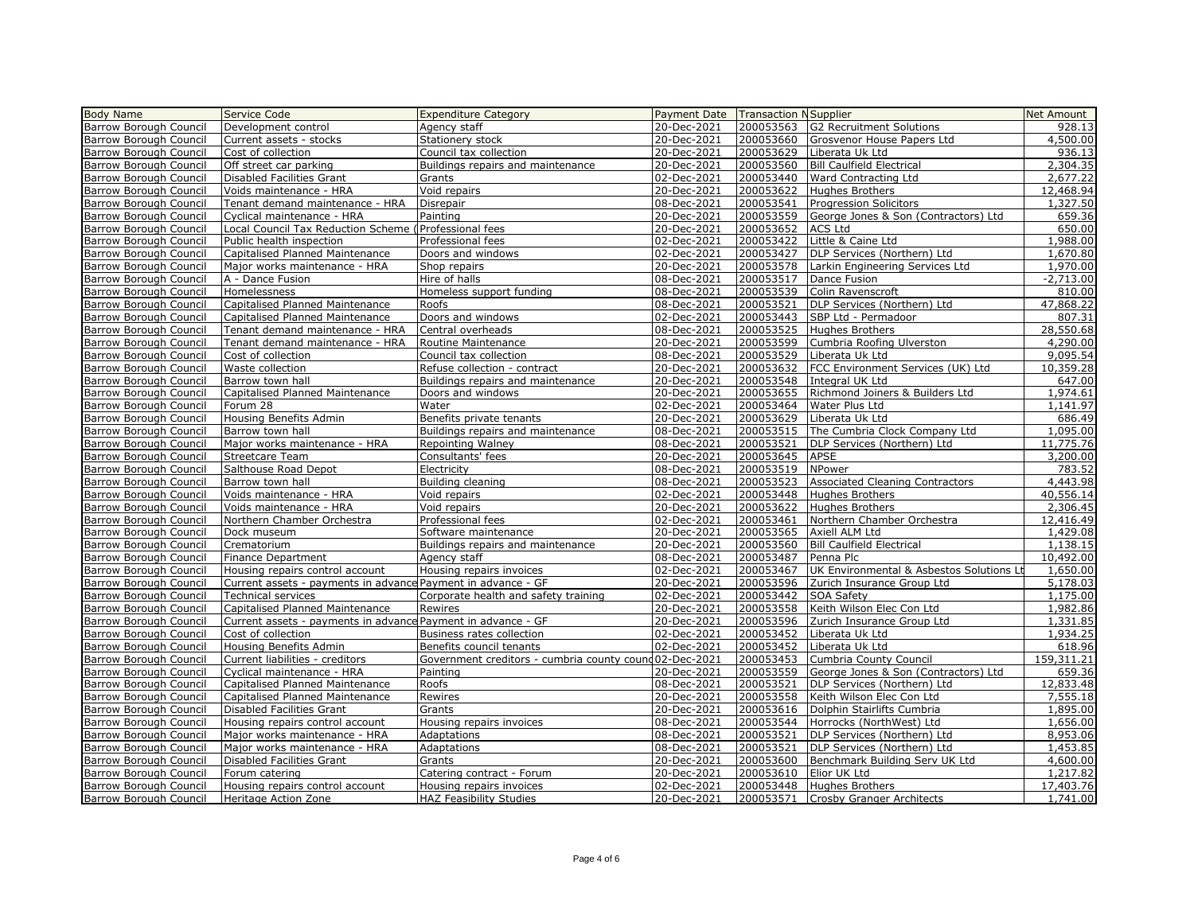| Body Name | Service Code | Expenditure Category | Payment Date | Transaction N | Supplier | Net Amount |
|---|---|---|---|---|---|---|
| Barrow Borough Council | Development control | Agency staff | 20-Dec-2021 | 200053563 | G2 Recruitment Solutions | 928.13 |
| Barrow Borough Council | Current assets - stocks | Stationery stock | 20-Dec-2021 | 200053660 | Grosvenor House Papers Ltd | 4,500.00 |
| Barrow Borough Council | Cost of collection | Council tax collection | 20-Dec-2021 | 200053629 | Liberata Uk Ltd | 936.13 |
| Barrow Borough Council | Off street car parking | Buildings repairs and maintenance | 20-Dec-2021 | 200053560 | Bill Caulfield Electrical | 2,304.35 |
| Barrow Borough Council | Disabled Facilities Grant | Grants | 02-Dec-2021 | 200053440 | Ward Contracting Ltd | 2,677.22 |
| Barrow Borough Council | Voids maintenance - HRA | Void repairs | 20-Dec-2021 | 200053622 | Hughes Brothers | 12,468.94 |
| Barrow Borough Council | Tenant demand maintenance - HRA | Disrepair | 08-Dec-2021 | 200053541 | Progression Solicitors | 1,327.50 |
| Barrow Borough Council | Cyclical maintenance - HRA | Painting | 20-Dec-2021 | 200053559 | George Jones & Son (Contractors) Ltd | 659.36 |
| Barrow Borough Council | Local Council Tax Reduction Scheme ( | Professional fees | 20-Dec-2021 | 200053652 | ACS Ltd | 650.00 |
| Barrow Borough Council | Public health inspection | Professional fees | 02-Dec-2021 | 200053422 | Little & Caine Ltd | 1,988.00 |
| Barrow Borough Council | Capitalised Planned Maintenance | Doors and windows | 02-Dec-2021 | 200053427 | DLP Services (Northern) Ltd | 1,670.80 |
| Barrow Borough Council | Major works maintenance - HRA | Shop repairs | 20-Dec-2021 | 200053578 | Larkin Engineering Services Ltd | 1,970.00 |
| Barrow Borough Council | A - Dance Fusion | Hire of halls | 08-Dec-2021 | 200053517 | Dance Fusion | -2,713.00 |
| Barrow Borough Council | Homelessness | Homeless support funding | 08-Dec-2021 | 200053539 | Colin Ravenscroft | 810.00 |
| Barrow Borough Council | Capitalised Planned Maintenance | Roofs | 08-Dec-2021 | 200053521 | DLP Services (Northern) Ltd | 47,868.22 |
| Barrow Borough Council | Capitalised Planned Maintenance | Doors and windows | 02-Dec-2021 | 200053443 | SBP Ltd - Permadoor | 807.31 |
| Barrow Borough Council | Tenant demand maintenance - HRA | Central overheads | 08-Dec-2021 | 200053525 | Hughes Brothers | 28,550.68 |
| Barrow Borough Council | Tenant demand maintenance - HRA | Routine Maintenance | 20-Dec-2021 | 200053599 | Cumbria Roofing Ulverston | 4,290.00 |
| Barrow Borough Council | Cost of collection | Council tax collection | 08-Dec-2021 | 200053529 | Liberata Uk Ltd | 9,095.54 |
| Barrow Borough Council | Waste collection | Refuse collection - contract | 20-Dec-2021 | 200053632 | FCC Environment Services (UK) Ltd | 10,359.28 |
| Barrow Borough Council | Barrow town hall | Buildings repairs and maintenance | 20-Dec-2021 | 200053548 | Integral UK Ltd | 647.00 |
| Barrow Borough Council | Capitalised Planned Maintenance | Doors and windows | 20-Dec-2021 | 200053655 | Richmond Joiners & Builders Ltd | 1,974.61 |
| Barrow Borough Council | Forum 28 | Water | 02-Dec-2021 | 200053464 | Water Plus Ltd | 1,141.97 |
| Barrow Borough Council | Housing Benefits Admin | Benefits private tenants | 20-Dec-2021 | 200053629 | Liberata Uk Ltd | 686.49 |
| Barrow Borough Council | Barrow town hall | Buildings repairs and maintenance | 08-Dec-2021 | 200053515 | The Cumbria Clock Company Ltd | 1,095.00 |
| Barrow Borough Council | Major works maintenance - HRA | Repointing Walney | 08-Dec-2021 | 200053521 | DLP Services (Northern) Ltd | 11,775.76 |
| Barrow Borough Council | Streetcare Team | Consultants' fees | 20-Dec-2021 | 200053645 | APSE | 3,200.00 |
| Barrow Borough Council | Salthouse Road Depot | Electricity | 08-Dec-2021 | 200053519 | NPower | 783.52 |
| Barrow Borough Council | Barrow town hall | Building cleaning | 08-Dec-2021 | 200053523 | Associated Cleaning Contractors | 4,443.98 |
| Barrow Borough Council | Voids maintenance - HRA | Void repairs | 02-Dec-2021 | 200053448 | Hughes Brothers | 40,556.14 |
| Barrow Borough Council | Voids maintenance - HRA | Void repairs | 20-Dec-2021 | 200053622 | Hughes Brothers | 2,306.45 |
| Barrow Borough Council | Northern Chamber Orchestra | Professional fees | 02-Dec-2021 | 200053461 | Northern Chamber Orchestra | 12,416.49 |
| Barrow Borough Council | Dock museum | Software maintenance | 20-Dec-2021 | 200053565 | Axiell ALM Ltd | 1,429.08 |
| Barrow Borough Council | Crematorium | Buildings repairs and maintenance | 20-Dec-2021 | 200053560 | Bill Caulfield Electrical | 1,138.15 |
| Barrow Borough Council | Finance Department | Agency staff | 08-Dec-2021 | 200053487 | Penna Plc | 10,492.00 |
| Barrow Borough Council | Housing repairs control account | Housing repairs invoices | 02-Dec-2021 | 200053467 | UK Environmental & Asbestos Solutions Lt | 1,650.00 |
| Barrow Borough Council | Current assets - payments in advance | Payment in advance - GF | 20-Dec-2021 | 200053596 | Zurich Insurance Group Ltd | 5,178.03 |
| Barrow Borough Council | Technical services | Corporate health and safety training | 02-Dec-2021 | 200053442 | SOA Safety | 1,175.00 |
| Barrow Borough Council | Capitalised Planned Maintenance | Rewires | 20-Dec-2021 | 200053558 | Keith Wilson Elec Con Ltd | 1,982.86 |
| Barrow Borough Council | Current assets - payments in advance | Payment in advance - GF | 20-Dec-2021 | 200053596 | Zurich Insurance Group Ltd | 1,331.85 |
| Barrow Borough Council | Cost of collection | Business rates collection | 02-Dec-2021 | 200053452 | Liberata Uk Ltd | 1,934.25 |
| Barrow Borough Council | Housing Benefits Admin | Benefits council tenants | 02-Dec-2021 | 200053452 | Liberata Uk Ltd | 618.96 |
| Barrow Borough Council | Current liabilities - creditors | Government creditors - cumbria county counc | 02-Dec-2021 | 200053453 | Cumbria County Council | 159,311.21 |
| Barrow Borough Council | Cyclical maintenance - HRA | Painting | 20-Dec-2021 | 200053559 | George Jones & Son (Contractors) Ltd | 659.36 |
| Barrow Borough Council | Capitalised Planned Maintenance | Roofs | 08-Dec-2021 | 200053521 | DLP Services (Northern) Ltd | 12,833.48 |
| Barrow Borough Council | Capitalised Planned Maintenance | Rewires | 20-Dec-2021 | 200053558 | Keith Wilson Elec Con Ltd | 7,555.18 |
| Barrow Borough Council | Disabled Facilities Grant | Grants | 20-Dec-2021 | 200053616 | Dolphin Stairlifts Cumbria | 1,895.00 |
| Barrow Borough Council | Housing repairs control account | Housing repairs invoices | 08-Dec-2021 | 200053544 | Horrocks (NorthWest) Ltd | 1,656.00 |
| Barrow Borough Council | Major works maintenance - HRA | Adaptations | 08-Dec-2021 | 200053521 | DLP Services (Northern) Ltd | 8,953.06 |
| Barrow Borough Council | Major works maintenance - HRA | Adaptations | 08-Dec-2021 | 200053521 | DLP Services (Northern) Ltd | 1,453.85 |
| Barrow Borough Council | Disabled Facilities Grant | Grants | 20-Dec-2021 | 200053600 | Benchmark Building Serv UK Ltd | 4,600.00 |
| Barrow Borough Council | Forum catering | Catering contract - Forum | 20-Dec-2021 | 200053610 | Elior UK Ltd | 1,217.82 |
| Barrow Borough Council | Housing repairs control account | Housing repairs invoices | 02-Dec-2021 | 200053448 | Hughes Brothers | 17,403.76 |
| Barrow Borough Council | Heritage Action Zone | HAZ Feasibility Studies | 20-Dec-2021 | 200053571 | Crosby Granger Architects | 1,741.00 |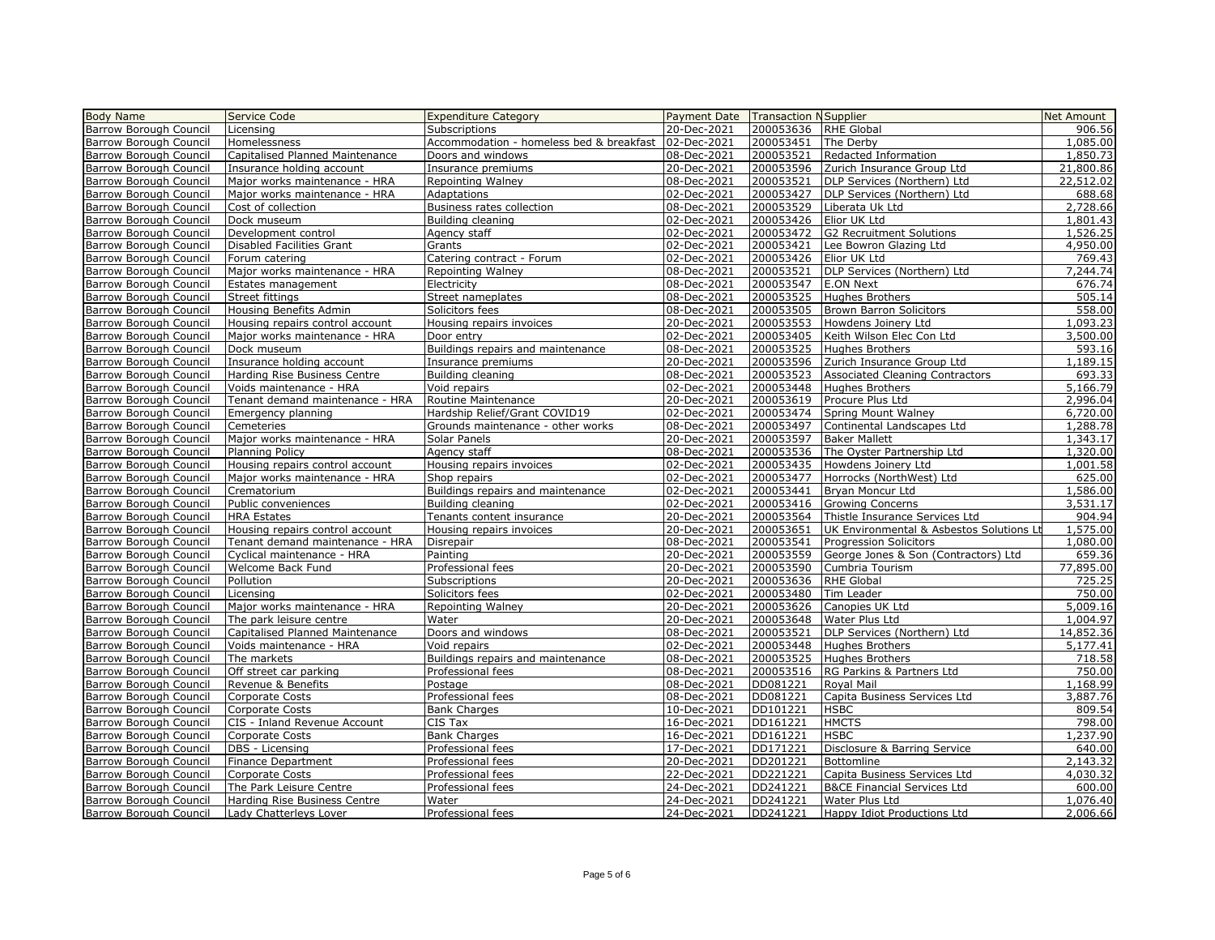| Body Name | Service Code | Expenditure Category | Payment Date | Transaction N | Supplier | Net Amount |
|---|---|---|---|---|---|---|
| Barrow Borough Council | Licensing | Subscriptions | 20-Dec-2021 | 200053636 | RHE Global | 906.56 |
| Barrow Borough Council | Homelessness | Accommodation - homeless bed & breakfast | 02-Dec-2021 | 200053451 | The Derby | 1,085.00 |
| Barrow Borough Council | Capitalised Planned Maintenance | Doors and windows | 08-Dec-2021 | 200053521 | Redacted Information | 1,850.73 |
| Barrow Borough Council | Insurance holding account | Insurance premiums | 20-Dec-2021 | 200053596 | Zurich Insurance Group Ltd | 21,800.86 |
| Barrow Borough Council | Major works maintenance - HRA | Repointing Walney | 08-Dec-2021 | 200053521 | DLP Services (Northern) Ltd | 22,512.02 |
| Barrow Borough Council | Major works maintenance - HRA | Adaptations | 02-Dec-2021 | 200053427 | DLP Services (Northern) Ltd | 688.68 |
| Barrow Borough Council | Cost of collection | Business rates collection | 08-Dec-2021 | 200053529 | Liberata Uk Ltd | 2,728.66 |
| Barrow Borough Council | Dock museum | Building cleaning | 02-Dec-2021 | 200053426 | Elior UK Ltd | 1,801.43 |
| Barrow Borough Council | Development control | Agency staff | 02-Dec-2021 | 200053472 | G2 Recruitment Solutions | 1,526.25 |
| Barrow Borough Council | Disabled Facilities Grant | Grants | 02-Dec-2021 | 200053421 | Lee Bowron Glazing Ltd | 4,950.00 |
| Barrow Borough Council | Forum catering | Catering contract - Forum | 02-Dec-2021 | 200053426 | Elior UK Ltd | 769.43 |
| Barrow Borough Council | Major works maintenance - HRA | Repointing Walney | 08-Dec-2021 | 200053521 | DLP Services (Northern) Ltd | 7,244.74 |
| Barrow Borough Council | Estates management | Electricity | 08-Dec-2021 | 200053547 | E.ON Next | 676.74 |
| Barrow Borough Council | Street fittings | Street nameplates | 08-Dec-2021 | 200053525 | Hughes Brothers | 505.14 |
| Barrow Borough Council | Housing Benefits Admin | Solicitors fees | 08-Dec-2021 | 200053505 | Brown Barron Solicitors | 558.00 |
| Barrow Borough Council | Housing repairs control account | Housing repairs invoices | 20-Dec-2021 | 200053553 | Howdens Joinery Ltd | 1,093.23 |
| Barrow Borough Council | Major works maintenance - HRA | Door entry | 02-Dec-2021 | 200053405 | Keith Wilson Elec Con Ltd | 3,500.00 |
| Barrow Borough Council | Dock museum | Buildings repairs and maintenance | 08-Dec-2021 | 200053525 | Hughes Brothers | 593.16 |
| Barrow Borough Council | Insurance holding account | Insurance premiums | 20-Dec-2021 | 200053596 | Zurich Insurance Group Ltd | 1,189.15 |
| Barrow Borough Council | Harding Rise Business Centre | Building cleaning | 08-Dec-2021 | 200053523 | Associated Cleaning Contractors | 693.33 |
| Barrow Borough Council | Voids maintenance - HRA | Void repairs | 02-Dec-2021 | 200053448 | Hughes Brothers | 5,166.79 |
| Barrow Borough Council | Tenant demand maintenance - HRA | Routine Maintenance | 20-Dec-2021 | 200053619 | Procure Plus Ltd | 2,996.04 |
| Barrow Borough Council | Emergency planning | Hardship Relief/Grant COVID19 | 02-Dec-2021 | 200053474 | Spring Mount Walney | 6,720.00 |
| Barrow Borough Council | Cemeteries | Grounds maintenance - other works | 08-Dec-2021 | 200053497 | Continental Landscapes Ltd | 1,288.78 |
| Barrow Borough Council | Major works maintenance - HRA | Solar Panels | 20-Dec-2021 | 200053597 | Baker Mallett | 1,343.17 |
| Barrow Borough Council | Planning Policy | Agency staff | 08-Dec-2021 | 200053536 | The Oyster Partnership Ltd | 1,320.00 |
| Barrow Borough Council | Housing repairs control account | Housing repairs invoices | 02-Dec-2021 | 200053435 | Howdens Joinery Ltd | 1,001.58 |
| Barrow Borough Council | Major works maintenance - HRA | Shop repairs | 02-Dec-2021 | 200053477 | Horrocks (NorthWest) Ltd | 625.00 |
| Barrow Borough Council | Crematorium | Buildings repairs and maintenance | 02-Dec-2021 | 200053441 | Bryan Moncur Ltd | 1,586.00 |
| Barrow Borough Council | Public conveniences | Building cleaning | 02-Dec-2021 | 200053416 | Growing Concerns | 3,531.17 |
| Barrow Borough Council | HRA Estates | Tenants content insurance | 20-Dec-2021 | 200053564 | Thistle Insurance Services Ltd | 904.94 |
| Barrow Borough Council | Housing repairs control account | Housing repairs invoices | 20-Dec-2021 | 200053651 | UK Environmental & Asbestos Solutions Lt | 1,575.00 |
| Barrow Borough Council | Tenant demand maintenance - HRA | Disrepair | 08-Dec-2021 | 200053541 | Progression Solicitors | 1,080.00 |
| Barrow Borough Council | Cyclical maintenance - HRA | Painting | 20-Dec-2021 | 200053559 | George Jones & Son (Contractors) Ltd | 659.36 |
| Barrow Borough Council | Welcome Back Fund | Professional fees | 20-Dec-2021 | 200053590 | Cumbria Tourism | 77,895.00 |
| Barrow Borough Council | Pollution | Subscriptions | 20-Dec-2021 | 200053636 | RHE Global | 725.25 |
| Barrow Borough Council | Licensing | Solicitors fees | 02-Dec-2021 | 200053480 | Tim Leader | 750.00 |
| Barrow Borough Council | Major works maintenance - HRA | Repointing Walney | 20-Dec-2021 | 200053626 | Canopies UK Ltd | 5,009.16 |
| Barrow Borough Council | The park leisure centre | Water | 20-Dec-2021 | 200053648 | Water Plus Ltd | 1,004.97 |
| Barrow Borough Council | Capitalised Planned Maintenance | Doors and windows | 08-Dec-2021 | 200053521 | DLP Services (Northern) Ltd | 14,852.36 |
| Barrow Borough Council | Voids maintenance - HRA | Void repairs | 02-Dec-2021 | 200053448 | Hughes Brothers | 5,177.41 |
| Barrow Borough Council | The markets | Buildings repairs and maintenance | 08-Dec-2021 | 200053525 | Hughes Brothers | 718.58 |
| Barrow Borough Council | Off street car parking | Professional fees | 08-Dec-2021 | 200053516 | RG Parkins & Partners Ltd | 750.00 |
| Barrow Borough Council | Revenue & Benefits | Postage | 08-Dec-2021 | DD081221 | Royal Mail | 1,168.99 |
| Barrow Borough Council | Corporate Costs | Professional fees | 08-Dec-2021 | DD081221 | Capita Business Services Ltd | 3,887.76 |
| Barrow Borough Council | Corporate Costs | Bank Charges | 10-Dec-2021 | DD101221 | HSBC | 809.54 |
| Barrow Borough Council | CIS - Inland Revenue Account | CIS Tax | 16-Dec-2021 | DD161221 | HMCTS | 798.00 |
| Barrow Borough Council | Corporate Costs | Bank Charges | 16-Dec-2021 | DD161221 | HSBC | 1,237.90 |
| Barrow Borough Council | DBS - Licensing | Professional fees | 17-Dec-2021 | DD171221 | Disclosure & Barring Service | 640.00 |
| Barrow Borough Council | Finance Department | Professional fees | 20-Dec-2021 | DD201221 | Bottomline | 2,143.32 |
| Barrow Borough Council | Corporate Costs | Professional fees | 22-Dec-2021 | DD221221 | Capita Business Services Ltd | 4,030.32 |
| Barrow Borough Council | The Park Leisure Centre | Professional fees | 24-Dec-2021 | DD241221 | B&CE Financial Services Ltd | 600.00 |
| Barrow Borough Council | Harding Rise Business Centre | Water | 24-Dec-2021 | DD241221 | Water Plus Ltd | 1,076.40 |
| Barrow Borough Council | Lady Chatterleys Lover | Professional fees | 24-Dec-2021 | DD241221 | Happy Idiot Productions Ltd | 2,006.66 |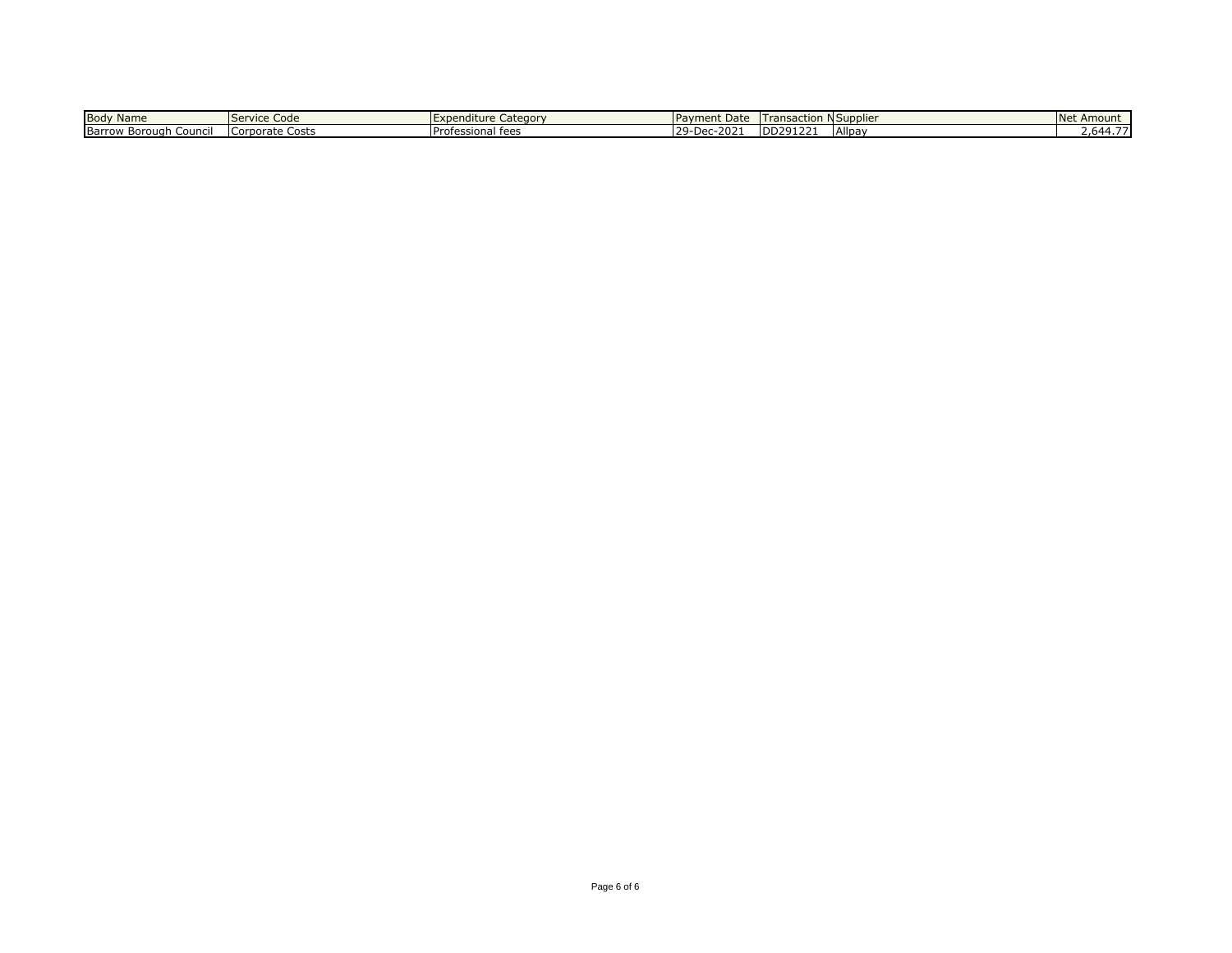| Body Name | Service Code | Expenditure Category | Payment Date | Transaction N | Supplier | Net Amount |
|---|---|---|---|---|---|---|
| Barrow Borough Council | Corporate Costs | Professional fees | 29-Dec-2021 | DD291221 | Allpay | 2,644.77 |